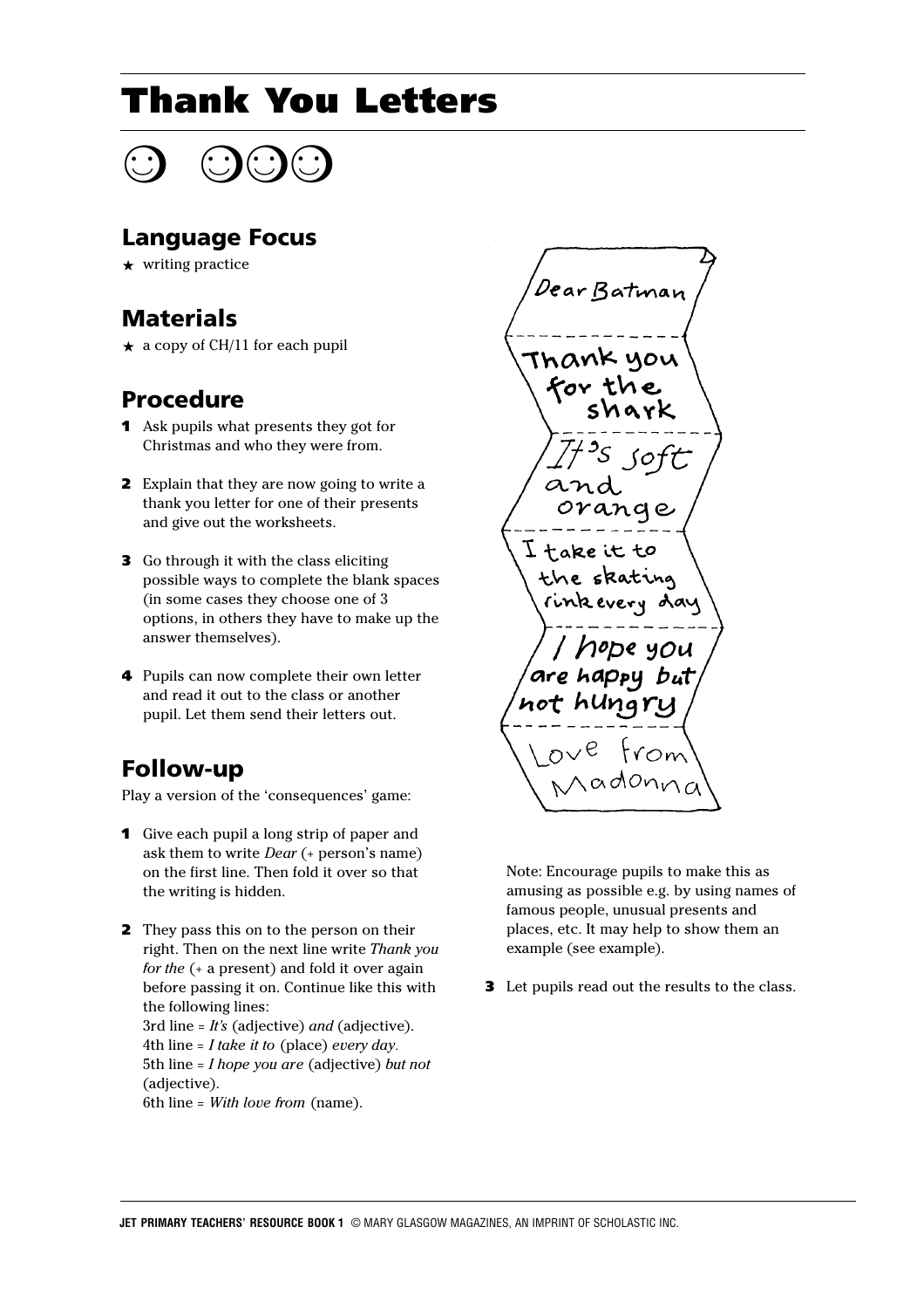# Thank You Letters

☺ ☺☺☺

## Language Focus

- ★ writing practice

## Materials

- ★ a copy of CH/11 for each pupil

## Procedure

1. Ask pupils what presents they got for Christmas and who they were from.
2. Explain that they are now going to write a thank you letter for one of their presents and give out the worksheets.
3. Go through it with the class eliciting possible ways to complete the blank spaces (in some cases they choose one of 3 options, in others they have to make up the answer themselves).
4. Pupils can now complete their own letter and read it out to the class or another pupil. Let them send their letters out.

## Follow-up

Play a version of the 'consequences' game:

1. Give each pupil a long strip of paper and ask them to write *Dear* (+ person's name) on the first line. Then fold it over so that the writing is hidden.
2. They pass this on to the person on their right. Then on the next line write *Thank you for the* (+ a present) and fold it over again before passing it on. Continue like this with the following lines:
   3rd line = *It's* (adjective) *and* (adjective).
   4th line = *I take it to* (place) *every day*.
   5th line = *I hope you are* (adjective) *but not* (adjective).
   6th line = *With love from* (name).

Dear Batman

Thank you for the shark

It's soft and orange

I take it to the skating rink every day

I hope you are happy but not hungry

Love from Madonna

Note: Encourage pupils to make this as amusing as possible e.g. by using names of famous people, unusual presents and places, etc. It may help to show them an example (see example).

3. Let pupils read out the results to the class.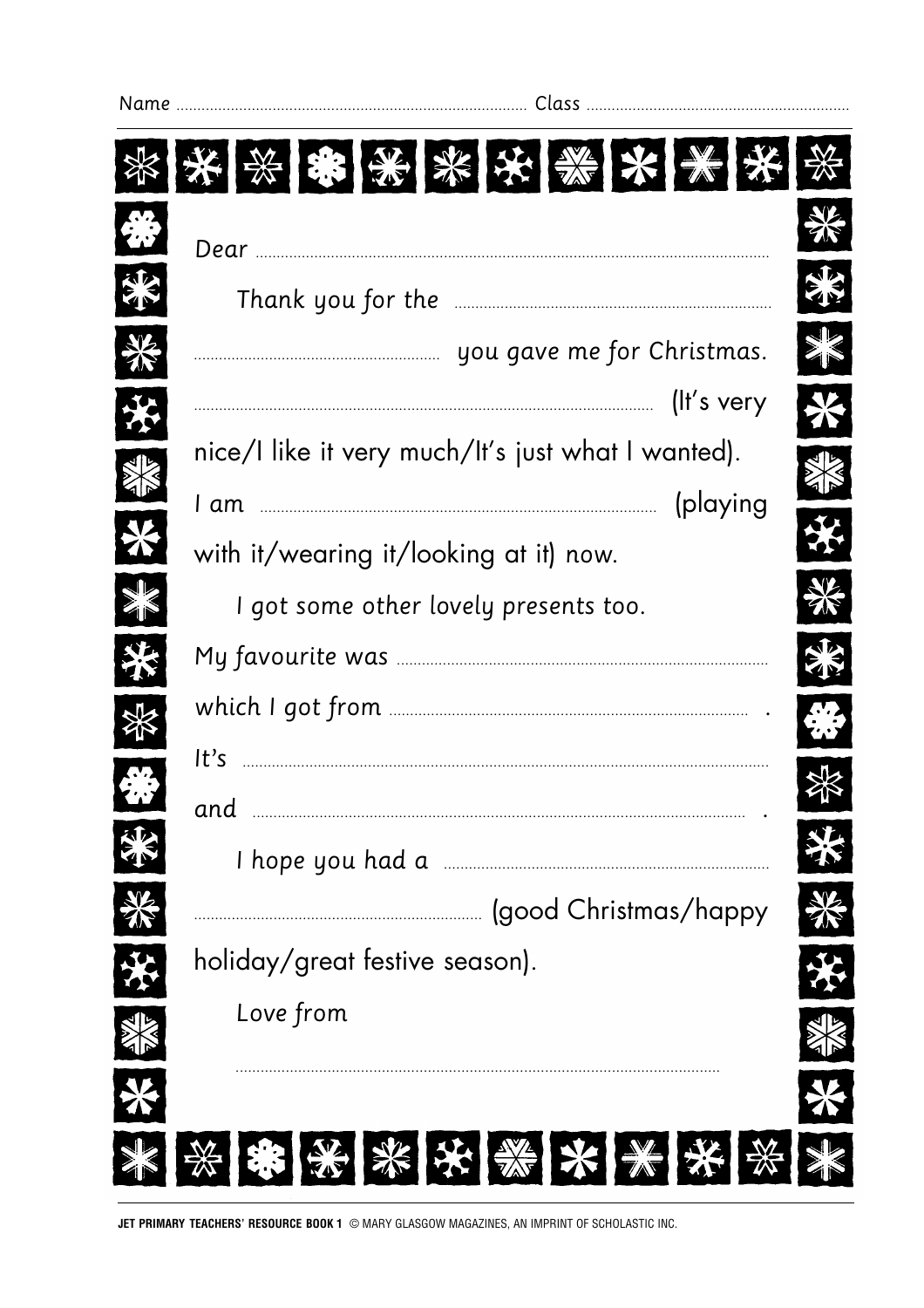Name .................................................... Class ....................................................

Dear ....................................................

Thank you for the ....................................................

.................................................... you gave me for Christmas.

.................................................... (It's very nice/I like it very much/It's just what I wanted).

I am .................................................... (playing with it/wearing it/looking at it) now.

I got some other lovely presents too.

My favourite was ....................................................

which I got from .................................................... .

It's ....................................................

and .................................................... .

I hope you had a ....................................................

.................................................... (good Christmas/happy holiday/great festive season).

Love from

....................................................

**JET PRIMARY TEACHERS' RESOURCE BOOK 1** © MARY GLASGOW MAGAZINES, AN IMPRINT OF SCHOLASTIC INC.